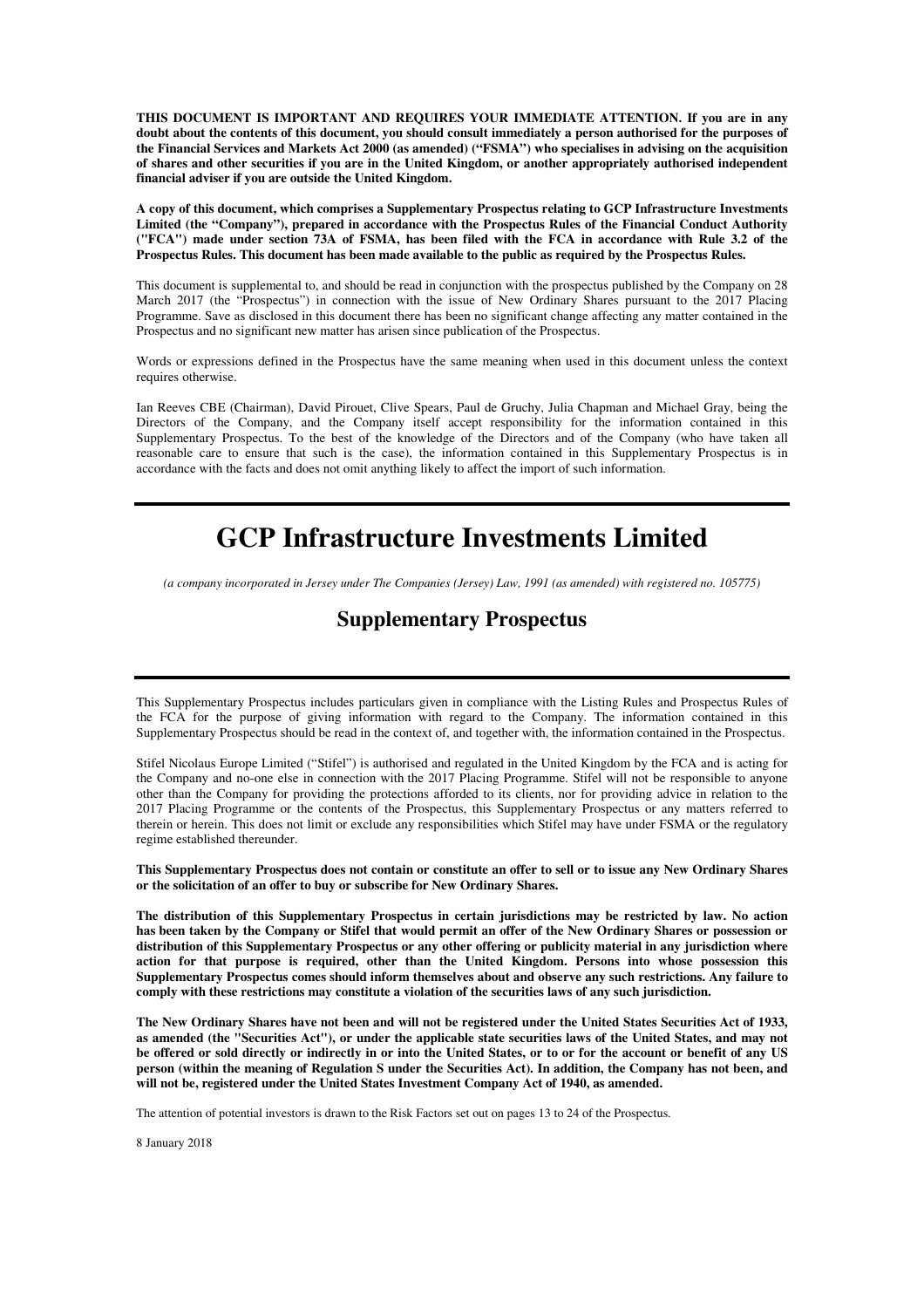**THIS DOCUMENT IS IMPORTANT AND REQUIRES YOUR IMMEDIATE ATTENTION. If you are in any doubt about the contents of this document, you should consult immediately a person authorised for the purposes of the Financial Services and Markets Act 2000 (as amended) ("FSMA") who specialises in advising on the acquisition of shares and other securities if you are in the United Kingdom, or another appropriately authorised independent financial adviser if you are outside the United Kingdom.**

**A copy of this document, which comprises a Supplementary Prospectus relating to GCP Infrastructure Investments Limited (the "Company"), prepared in accordance with the Prospectus Rules of the Financial Conduct Authority ("FCA") made under section 73A of FSMA, has been filed with the FCA in accordance with Rule 3.2 of the Prospectus Rules. This document has been made available to the public as required by the Prospectus Rules.**

This document is supplemental to, and should be read in conjunction with the prospectus published by the Company on 28 March 2017 (the "Prospectus") in connection with the issue of New Ordinary Shares pursuant to the 2017 Placing Programme. Save as disclosed in this document there has been no significant change affecting any matter contained in the Prospectus and no significant new matter has arisen since publication of the Prospectus.

Words or expressions defined in the Prospectus have the same meaning when used in this document unless the context requires otherwise.

Ian Reeves CBE (Chairman), David Pirouet, Clive Spears, Paul de Gruchy, Julia Chapman and Michael Gray, being the Directors of the Company, and the Company itself accept responsibility for the information contained in this Supplementary Prospectus. To the best of the knowledge of the Directors and of the Company (who have taken all reasonable care to ensure that such is the case), the information contained in this Supplementary Prospectus is in accordance with the facts and does not omit anything likely to affect the import of such information.

# GCP Infrastructure Investments Limited

*(a company incorporated in Jersey under The Companies (Jersey) Law, 1991 (as amended) with registered no. 105775)*

## Supplementary Prospectus

This Supplementary Prospectus includes particulars given in compliance with the Listing Rules and Prospectus Rules of the FCA for the purpose of giving information with regard to the Company. The information contained in this Supplementary Prospectus should be read in the context of, and together with, the information contained in the Prospectus.

Stifel Nicolaus Europe Limited ("Stifel") is authorised and regulated in the United Kingdom by the FCA and is acting for the Company and no-one else in connection with the 2017 Placing Programme. Stifel will not be responsible to anyone other than the Company for providing the protections afforded to its clients, nor for providing advice in relation to the 2017 Placing Programme or the contents of the Prospectus, this Supplementary Prospectus or any matters referred to therein or herein. This does not limit or exclude any responsibilities which Stifel may have under FSMA or the regulatory regime established thereunder.

**This Supplementary Prospectus does not contain or constitute an offer to sell or to issue any New Ordinary Shares or the solicitation of an offer to buy or subscribe for New Ordinary Shares.**

**The distribution of this Supplementary Prospectus in certain jurisdictions may be restricted by law. No action has been taken by the Company or Stifel that would permit an offer of the New Ordinary Shares or possession or distribution of this Supplementary Prospectus or any other offering or publicity material in any jurisdiction where action for that purpose is required, other than the United Kingdom. Persons into whose possession this Supplementary Prospectus comes should inform themselves about and observe any such restrictions. Any failure to comply with these restrictions may constitute a violation of the securities laws of any such jurisdiction.**

**The New Ordinary Shares have not been and will not be registered under the United States Securities Act of 1933, as amended (the "Securities Act"), or under the applicable state securities laws of the United States, and may not be offered or sold directly or indirectly in or into the United States, or to or for the account or benefit of any US person (within the meaning of Regulation S under the Securities Act). In addition, the Company has not been, and will not be, registered under the United States Investment Company Act of 1940, as amended.**

The attention of potential investors is drawn to the Risk Factors set out on pages 13 to 24 of the Prospectus.

8 January 2018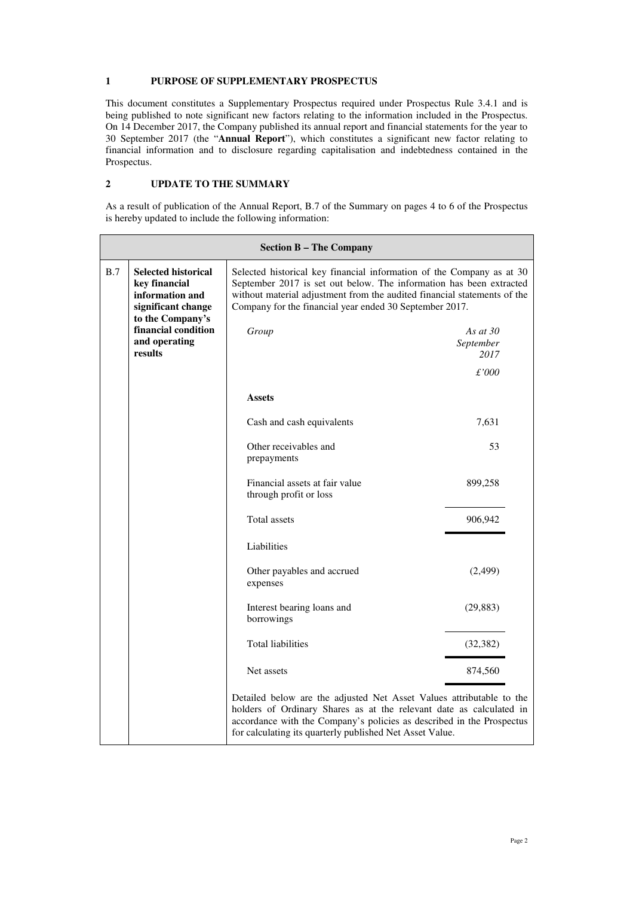## 1 PURPOSE OF SUPPLEMENTARY PROSPECTUS

This document constitutes a Supplementary Prospectus required under Prospectus Rule 3.4.1 and is being published to note significant new factors relating to the information included in the Prospectus. On 14 December 2017, the Company published its annual report and financial statements for the year to 30 September 2017 (the "**Annual Report**"), which constitutes a significant new factor relating to financial information and to disclosure regarding capitalisation and indebtedness contained in the Prospectus.

## 2 UPDATE TO THE SUMMARY

As a result of publication of the Annual Report, B.7 of the Summary on pages 4 to 6 of the Prospectus is hereby updated to include the following information:

| Section B – The Company | | |
|---|---|---|
| B.7 | **Selected historical key financial information and significant change to the Company's financial condition and operating results** | Selected historical key financial information of the Company as at 30 September 2017 is set out below. The information has been extracted without material adjustment from the audited financial statements of the Company for the financial year ended 30 September 2017. |

| *Group* | *As at 30 September 2017* |
|---|---|
| | *£'000* |
| **Assets** | |
| Cash and cash equivalents | 7,631 |
| Other receivables and prepayments | 53 |
| Financial assets at fair value through profit or loss | 899,258 |
| Total assets | 906,942 |
| Liabilities | |
| Other payables and accrued expenses | (2,499) |
| Interest bearing loans and borrowings | (29,883) |
| Total liabilities | (32,382) |
| Net assets | 874,560 |

Detailed below are the adjusted Net Asset Values attributable to the holders of Ordinary Shares as at the relevant date as calculated in accordance with the Company's policies as described in the Prospectus for calculating its quarterly published Net Asset Value.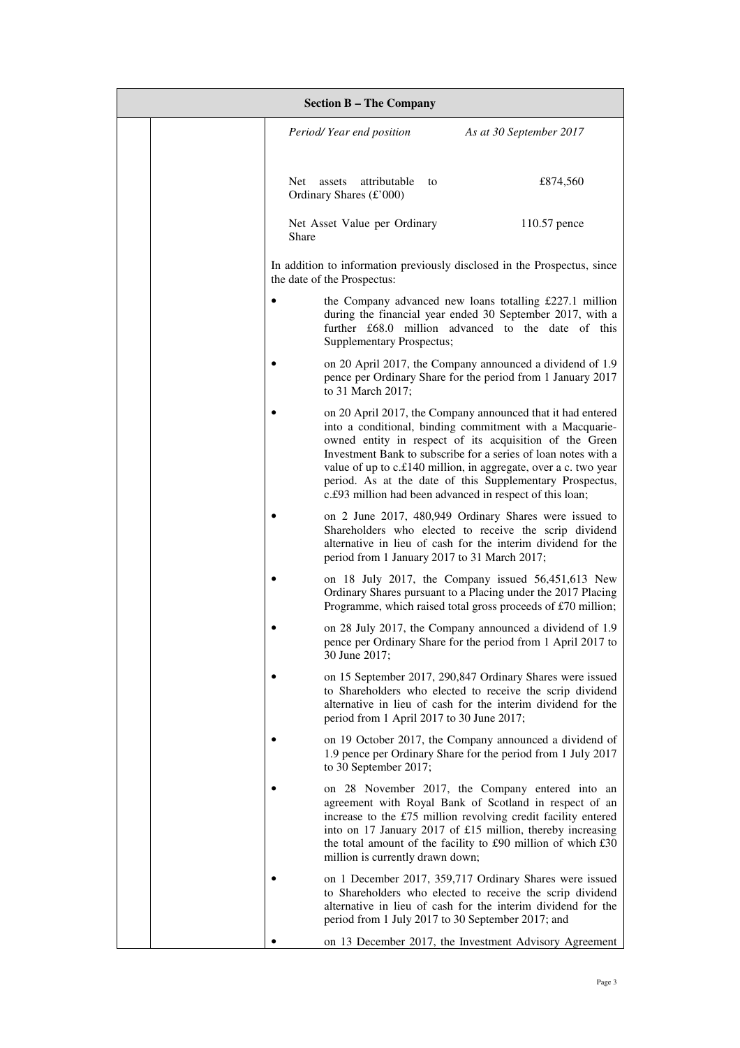| Section B – The Company | | |
|---|---|---|
| | | *Period/ Year end position* &nbsp;&nbsp;&nbsp;&nbsp; *As at 30 September 2017* |

| | |
|---|---|
| *Period/ Year end position* | *As at 30 September 2017* |
| Net assets attributable to Ordinary Shares (£'000) | £874,560 |
| Net Asset Value per Ordinary Share | 110.57 pence |

In addition to information previously disclosed in the Prospectus, since the date of the Prospectus:

- the Company advanced new loans totalling £227.1 million during the financial year ended 30 September 2017, with a further £68.0 million advanced to the date of this Supplementary Prospectus;
- on 20 April 2017, the Company announced a dividend of 1.9 pence per Ordinary Share for the period from 1 January 2017 to 31 March 2017;
- on 20 April 2017, the Company announced that it had entered into a conditional, binding commitment with a Macquarie-owned entity in respect of its acquisition of the Green Investment Bank to subscribe for a series of loan notes with a value of up to c.£140 million, in aggregate, over a c. two year period. As at the date of this Supplementary Prospectus, c.£93 million had been advanced in respect of this loan;
- on 2 June 2017, 480,949 Ordinary Shares were issued to Shareholders who elected to receive the scrip dividend alternative in lieu of cash for the interim dividend for the period from 1 January 2017 to 31 March 2017;
- on 18 July 2017, the Company issued 56,451,613 New Ordinary Shares pursuant to a Placing under the 2017 Placing Programme, which raised total gross proceeds of £70 million;
- on 28 July 2017, the Company announced a dividend of 1.9 pence per Ordinary Share for the period from 1 April 2017 to 30 June 2017;
- on 15 September 2017, 290,847 Ordinary Shares were issued to Shareholders who elected to receive the scrip dividend alternative in lieu of cash for the interim dividend for the period from 1 April 2017 to 30 June 2017;
- on 19 October 2017, the Company announced a dividend of 1.9 pence per Ordinary Share for the period from 1 July 2017 to 30 September 2017;
- on 28 November 2017, the Company entered into an agreement with Royal Bank of Scotland in respect of an increase to the £75 million revolving credit facility entered into on 17 January 2017 of £15 million, thereby increasing the total amount of the facility to £90 million of which £30 million is currently drawn down;
- on 1 December 2017, 359,717 Ordinary Shares were issued to Shareholders who elected to receive the scrip dividend alternative in lieu of cash for the interim dividend for the period from 1 July 2017 to 30 September 2017; and
- on 13 December 2017, the Investment Advisory Agreement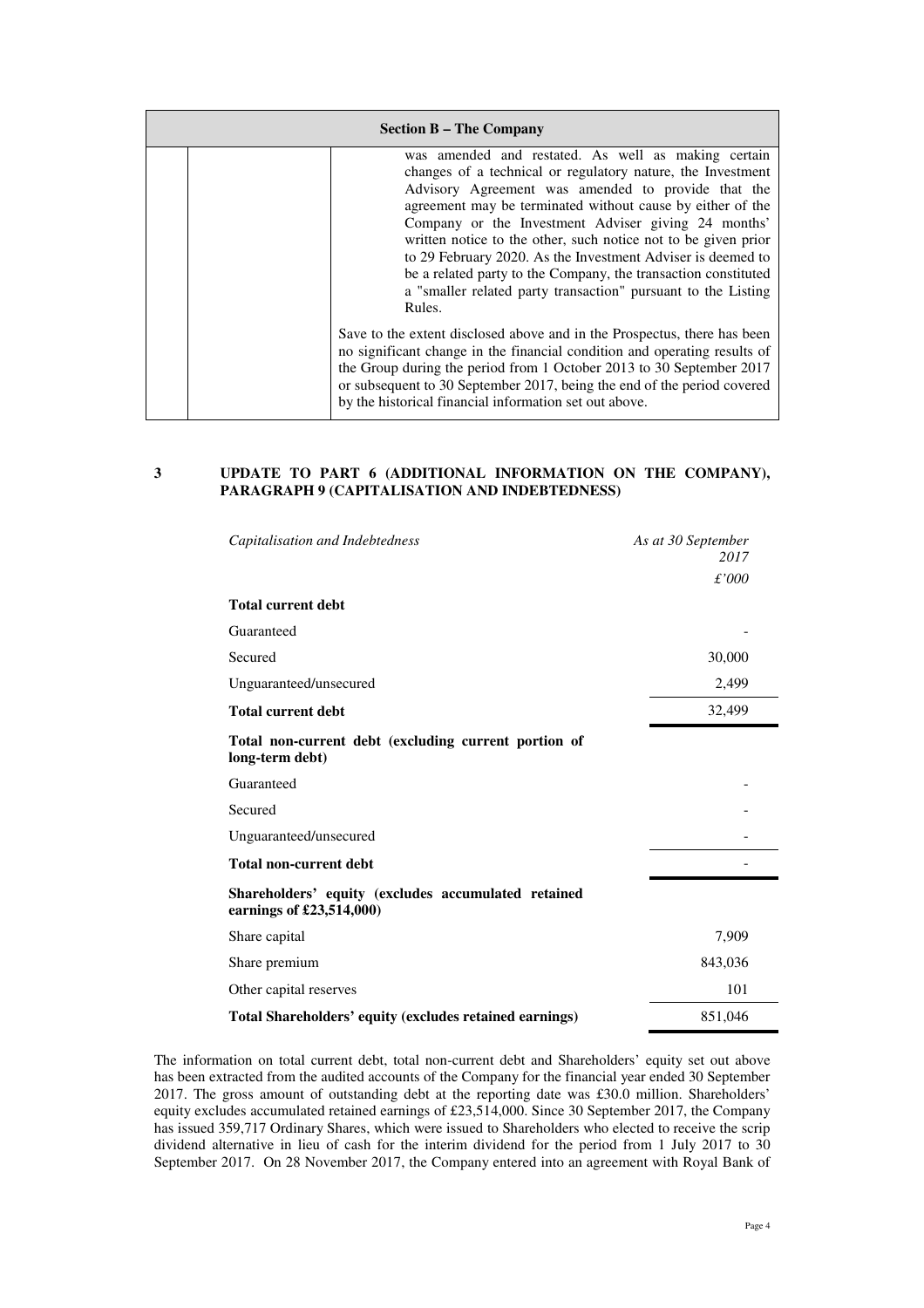| Section B – The Company | | |
|---|---|---|
| | | was amended and restated. As well as making certain changes of a technical or regulatory nature, the Investment Advisory Agreement was amended to provide that the agreement may be terminated without cause by either of the Company or the Investment Adviser giving 24 months' written notice to the other, such notice not to be given prior to 29 February 2020. As the Investment Adviser is deemed to be a related party to the Company, the transaction constituted a "smaller related party transaction" pursuant to the Listing Rules. |
| | | Save to the extent disclosed above and in the Prospectus, there has been no significant change in the financial condition and operating results of the Group during the period from 1 October 2013 to 30 September 2017 or subsequent to 30 September 2017, being the end of the period covered by the historical financial information set out above. |

## 3 UPDATE TO PART 6 (ADDITIONAL INFORMATION ON THE COMPANY), PARAGRAPH 9 (CAPITALISATION AND INDEBTEDNESS)

| *Capitalisation and Indebtedness* | *As at 30 September 2017* *£'000* |
|---|---|
| **Total current debt** | |
| Guaranteed | - |
| Secured | 30,000 |
| Unguaranteed/unsecured | 2,499 |
| **Total current debt** | 32,499 |
| **Total non-current debt (excluding current portion of long-term debt)** | |
| Guaranteed | - |
| Secured | - |
| Unguaranteed/unsecured | - |
| **Total non-current debt** | - |
| **Shareholders' equity (excludes accumulated retained earnings of £23,514,000)** | |
| Share capital | 7,909 |
| Share premium | 843,036 |
| Other capital reserves | 101 |
| **Total Shareholders' equity (excludes retained earnings)** | 851,046 |

The information on total current debt, total non-current debt and Shareholders' equity set out above has been extracted from the audited accounts of the Company for the financial year ended 30 September 2017. The gross amount of outstanding debt at the reporting date was £30.0 million. Shareholders' equity excludes accumulated retained earnings of £23,514,000. Since 30 September 2017, the Company has issued 359,717 Ordinary Shares, which were issued to Shareholders who elected to receive the scrip dividend alternative in lieu of cash for the interim dividend for the period from 1 July 2017 to 30 September 2017. On 28 November 2017, the Company entered into an agreement with Royal Bank of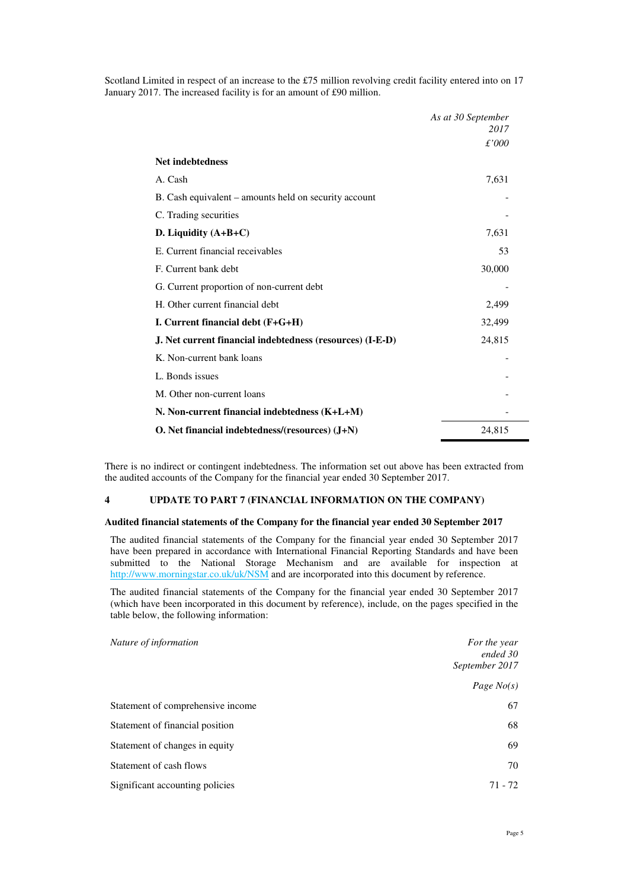Scotland Limited in respect of an increase to the £75 million revolving credit facility entered into on 17 January 2017. The increased facility is for an amount of £90 million.

| | *As at 30 September 2017* *£'000* |
|---|---|
| **Net indebtedness** | |
| A. Cash | 7,631 |
| B. Cash equivalent – amounts held on security account | - |
| C. Trading securities | - |
| **D. Liquidity (A+B+C)** | 7,631 |
| E. Current financial receivables | 53 |
| F. Current bank debt | 30,000 |
| G. Current proportion of non-current debt | - |
| H. Other current financial debt | 2,499 |
| **I. Current financial debt (F+G+H)** | 32,499 |
| **J. Net current financial indebtedness (resources) (I-E-D)** | 24,815 |
| K. Non-current bank loans | - |
| L. Bonds issues | - |
| M. Other non-current loans | - |
| **N. Non-current financial indebtedness (K+L+M)** | - |
| **O. Net financial indebtedness/(resources) (J+N)** | 24,815 |

There is no indirect or contingent indebtedness. The information set out above has been extracted from the audited accounts of the Company for the financial year ended 30 September 2017.

## 4 UPDATE TO PART 7 (FINANCIAL INFORMATION ON THE COMPANY)

### Audited financial statements of the Company for the financial year ended 30 September 2017

The audited financial statements of the Company for the financial year ended 30 September 2017 have been prepared in accordance with International Financial Reporting Standards and have been submitted to the National Storage Mechanism and are available for inspection at http://www.morningstar.co.uk/uk/NSM and are incorporated into this document by reference.

The audited financial statements of the Company for the financial year ended 30 September 2017 (which have been incorporated in this document by reference), include, on the pages specified in the table below, the following information:

| *Nature of information* | *For the year ended 30 September 2017* *Page No(s)* |
|---|---|
| Statement of comprehensive income | 67 |
| Statement of financial position | 68 |
| Statement of changes in equity | 69 |
| Statement of cash flows | 70 |
| Significant accounting policies | 71 - 72 |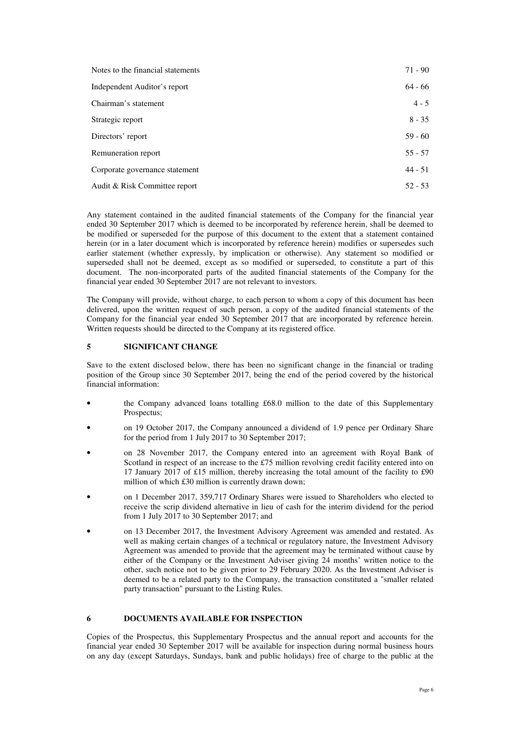| | |
|---|---|
| Notes to the financial statements | 71 - 90 |
| Independent Auditor's report | 64 - 66 |
| Chairman's statement | 4 - 5 |
| Strategic report | 8 - 35 |
| Directors' report | 59 - 60 |
| Remuneration report | 55 - 57 |
| Corporate governance statement | 44 - 51 |
| Audit & Risk Committee report | 52 - 53 |

Any statement contained in the audited financial statements of the Company for the financial year ended 30 September 2017 which is deemed to be incorporated by reference herein, shall be deemed to be modified or superseded for the purpose of this document to the extent that a statement contained herein (or in a later document which is incorporated by reference herein) modifies or supersedes such earlier statement (whether expressly, by implication or otherwise). Any statement so modified or superseded shall not be deemed, except as so modified or superseded, to constitute a part of this document. The non-incorporated parts of the audited financial statements of the Company for the financial year ended 30 September 2017 are not relevant to investors.

The Company will provide, without charge, to each person to whom a copy of this document has been delivered, upon the written request of such person, a copy of the audited financial statements of the Company for the financial year ended 30 September 2017 that are incorporated by reference herein. Written requests should be directed to the Company at its registered office.

## 5 SIGNIFICANT CHANGE

Save to the extent disclosed below, there has been no significant change in the financial or trading position of the Group since 30 September 2017, being the end of the period covered by the historical financial information:

- the Company advanced loans totalling £68.0 million to the date of this Supplementary Prospectus;
- on 19 October 2017, the Company announced a dividend of 1.9 pence per Ordinary Share for the period from 1 July 2017 to 30 September 2017;
- on 28 November 2017, the Company entered into an agreement with Royal Bank of Scotland in respect of an increase to the £75 million revolving credit facility entered into on 17 January 2017 of £15 million, thereby increasing the total amount of the facility to £90 million of which £30 million is currently drawn down;
- on 1 December 2017, 359,717 Ordinary Shares were issued to Shareholders who elected to receive the scrip dividend alternative in lieu of cash for the interim dividend for the period from 1 July 2017 to 30 September 2017; and
- on 13 December 2017, the Investment Advisory Agreement was amended and restated. As well as making certain changes of a technical or regulatory nature, the Investment Advisory Agreement was amended to provide that the agreement may be terminated without cause by either of the Company or the Investment Adviser giving 24 months' written notice to the other, such notice not to be given prior to 29 February 2020. As the Investment Adviser is deemed to be a related party to the Company, the transaction constituted a "smaller related party transaction" pursuant to the Listing Rules.

## 6 DOCUMENTS AVAILABLE FOR INSPECTION

Copies of the Prospectus, this Supplementary Prospectus and the annual report and accounts for the financial year ended 30 September 2017 will be available for inspection during normal business hours on any day (except Saturdays, Sundays, bank and public holidays) free of charge to the public at the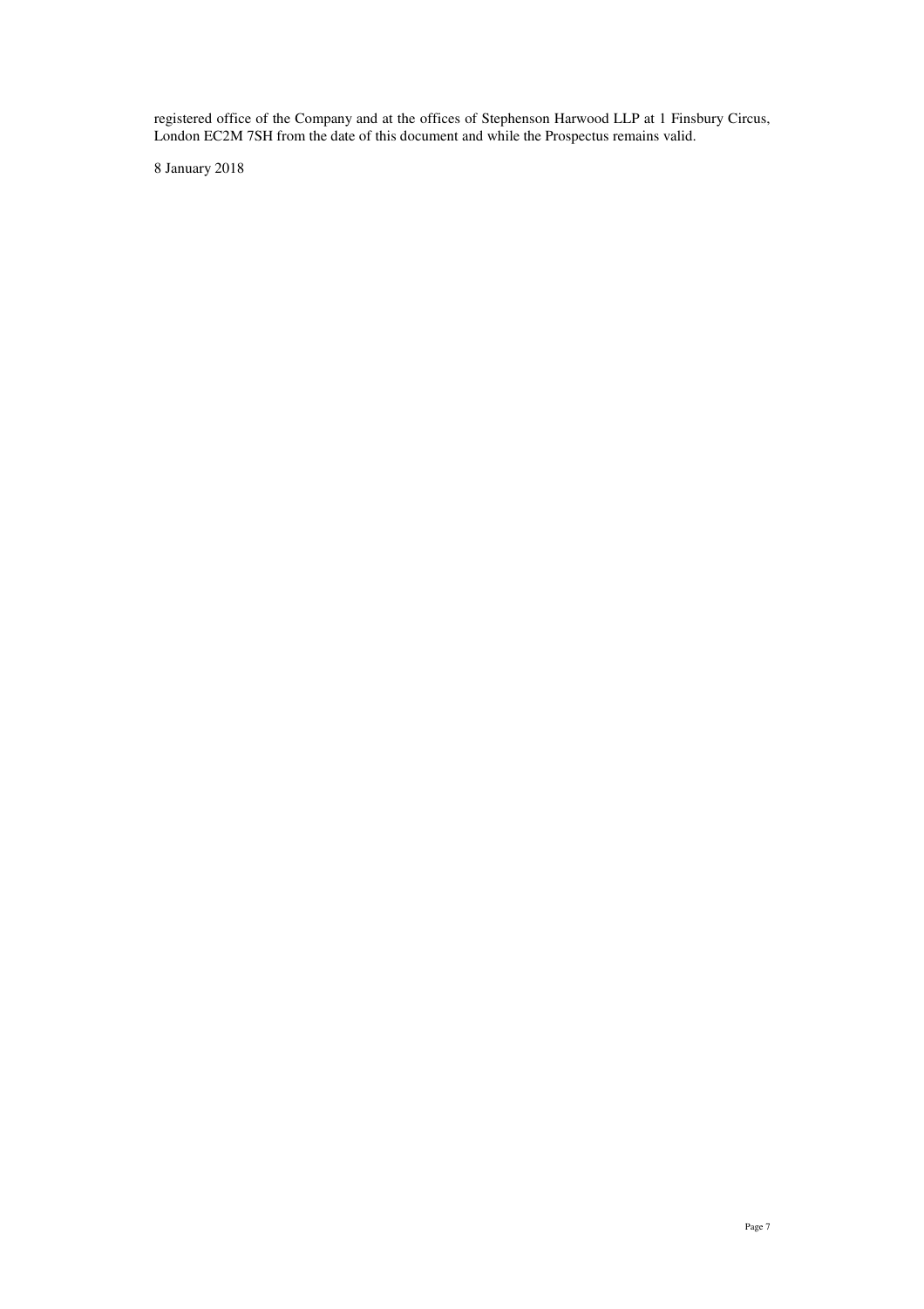registered office of the Company and at the offices of Stephenson Harwood LLP at 1 Finsbury Circus, London EC2M 7SH from the date of this document and while the Prospectus remains valid.

8 January 2018